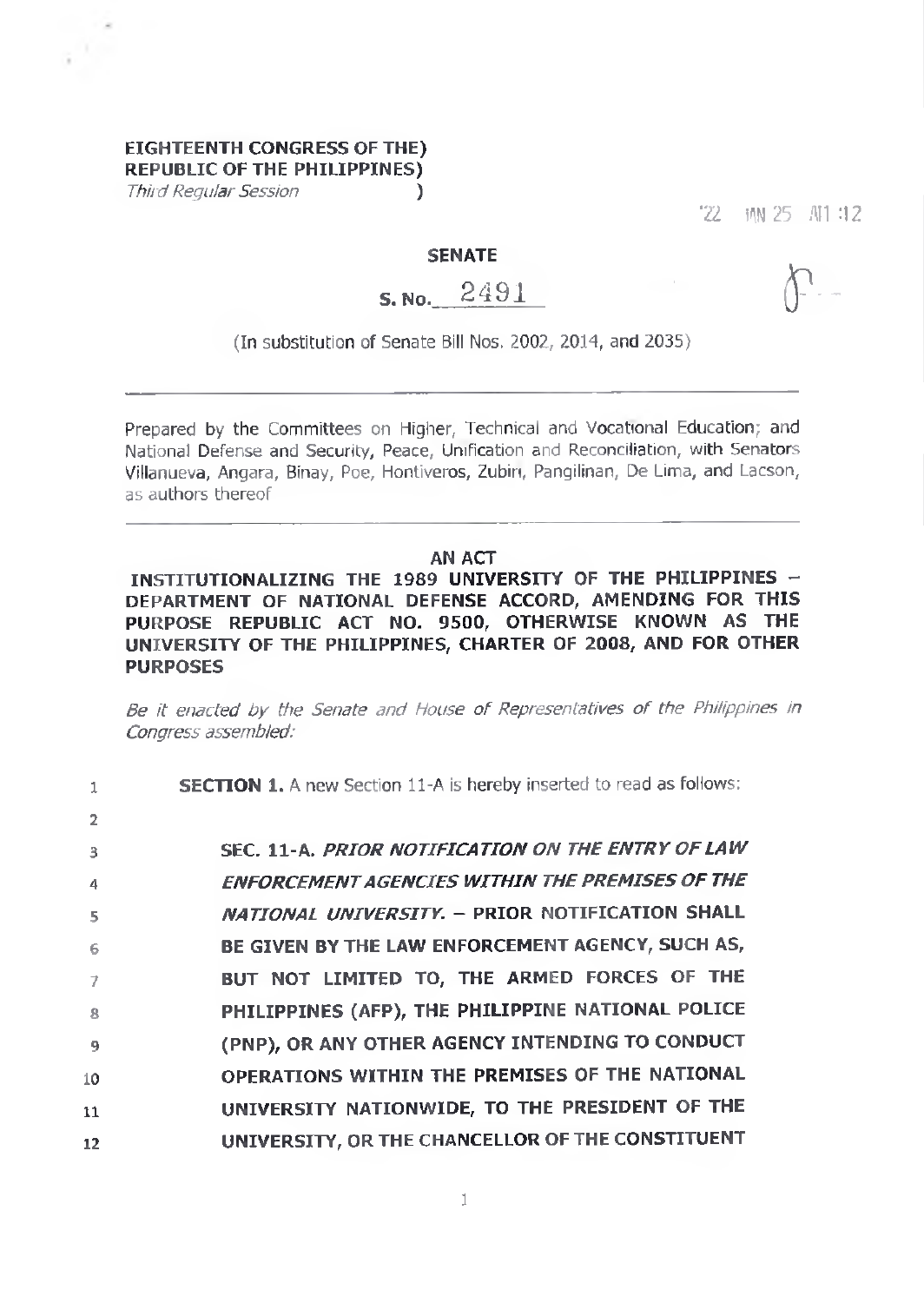**EIGHTEENTH CONGRESS OF THE)**
**REPUBLIC OF THE PHILIPPINES)**
*Third Regular Session* )

'22 JAN 25 A11 :12

**SENATE**

**S. No. 2491**

(In substitution of Senate Bill Nos. 2002, 2014, and 2035)

---

Prepared by the Committees on Higher, Technical and Vocational Education; and National Defense and Security, Peace, Unification and Reconciliation, with Senators Villanueva, Angara, Binay, Poe, Hontiveros, Zubiri, Pangilinan, De Lima, and Lacson, as authors thereof

---

**AN ACT**

**INSTITUTIONALIZING THE 1989 UNIVERSITY OF THE PHILIPPINES – DEPARTMENT OF NATIONAL DEFENSE ACCORD, AMENDING FOR THIS PURPOSE REPUBLIC ACT NO. 9500, OTHERWISE KNOWN AS THE UNIVERSITY OF THE PHILIPPINES, CHARTER OF 2008, AND FOR OTHER PURPOSES**

*Be it enacted by the Senate and House of Representatives of the Philippines in Congress assembled:*

1 **SECTION 1.** A new Section 11-A is hereby inserted to read as follows:

2

3 **SEC. 11-A.** ***PRIOR NOTIFICATION ON THE ENTRY OF LAW***
4 ***ENFORCEMENT AGENCIES WITHIN THE PREMISES OF THE***
5 ***NATIONAL UNIVERSITY.*** **– PRIOR NOTIFICATION SHALL**
6 **BE GIVEN BY THE LAW ENFORCEMENT AGENCY, SUCH AS,**
7 **BUT NOT LIMITED TO, THE ARMED FORCES OF THE**
8 **PHILIPPINES (AFP), THE PHILIPPINE NATIONAL POLICE**
9 **(PNP), OR ANY OTHER AGENCY INTENDING TO CONDUCT**
10 **OPERATIONS WITHIN THE PREMISES OF THE NATIONAL**
11 **UNIVERSITY NATIONWIDE, TO THE PRESIDENT OF THE**
12 **UNIVERSITY, OR THE CHANCELLOR OF THE CONSTITUENT**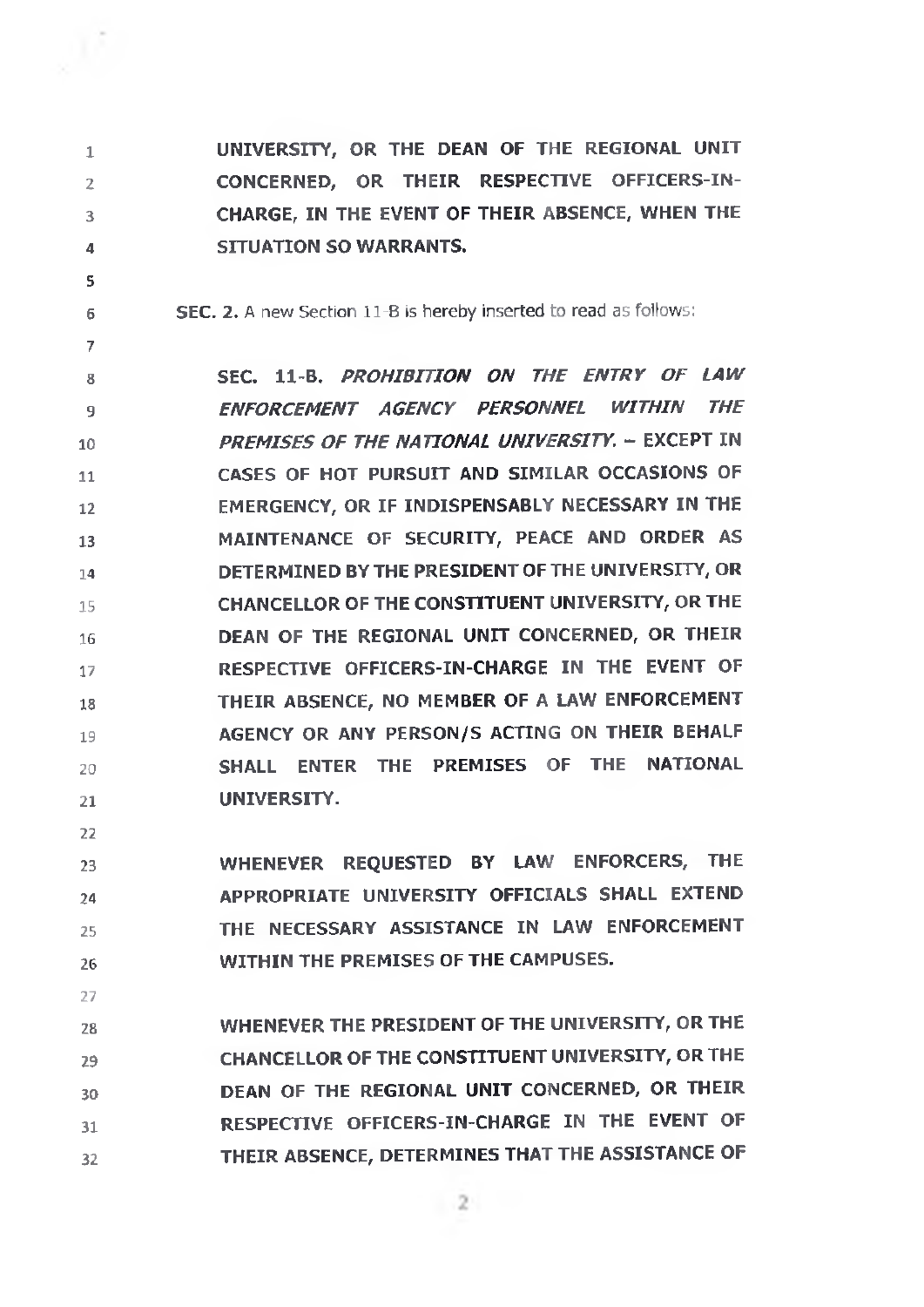**UNIVERSITY, OR THE DEAN OF THE REGIONAL UNIT CONCERNED, OR THEIR RESPECTIVE OFFICERS-IN-CHARGE, IN THE EVENT OF THEIR ABSENCE, WHEN THE SITUATION SO WARRANTS.**

**SEC. 2.** A new Section 11-B is hereby inserted to read as follows:

**SEC. 11-B. *PROHIBITION ON THE ENTRY OF LAW ENFORCEMENT AGENCY PERSONNEL WITHIN THE PREMISES OF THE NATIONAL UNIVERSITY.* – EXCEPT IN CASES OF HOT PURSUIT AND SIMILAR OCCASIONS OF EMERGENCY, OR IF INDISPENSABLY NECESSARY IN THE MAINTENANCE OF SECURITY, PEACE AND ORDER AS DETERMINED BY THE PRESIDENT OF THE UNIVERSITY, OR CHANCELLOR OF THE CONSTITUENT UNIVERSITY, OR THE DEAN OF THE REGIONAL UNIT CONCERNED, OR THEIR RESPECTIVE OFFICERS-IN-CHARGE IN THE EVENT OF THEIR ABSENCE, NO MEMBER OF A LAW ENFORCEMENT AGENCY OR ANY PERSON/S ACTING ON THEIR BEHALF SHALL ENTER THE PREMISES OF THE NATIONAL UNIVERSITY.**

**WHENEVER REQUESTED BY LAW ENFORCERS, THE APPROPRIATE UNIVERSITY OFFICIALS SHALL EXTEND THE NECESSARY ASSISTANCE IN LAW ENFORCEMENT WITHIN THE PREMISES OF THE CAMPUSES.**

**WHENEVER THE PRESIDENT OF THE UNIVERSITY, OR THE CHANCELLOR OF THE CONSTITUENT UNIVERSITY, OR THE DEAN OF THE REGIONAL UNIT CONCERNED, OR THEIR RESPECTIVE OFFICERS-IN-CHARGE IN THE EVENT OF THEIR ABSENCE, DETERMINES THAT THE ASSISTANCE OF**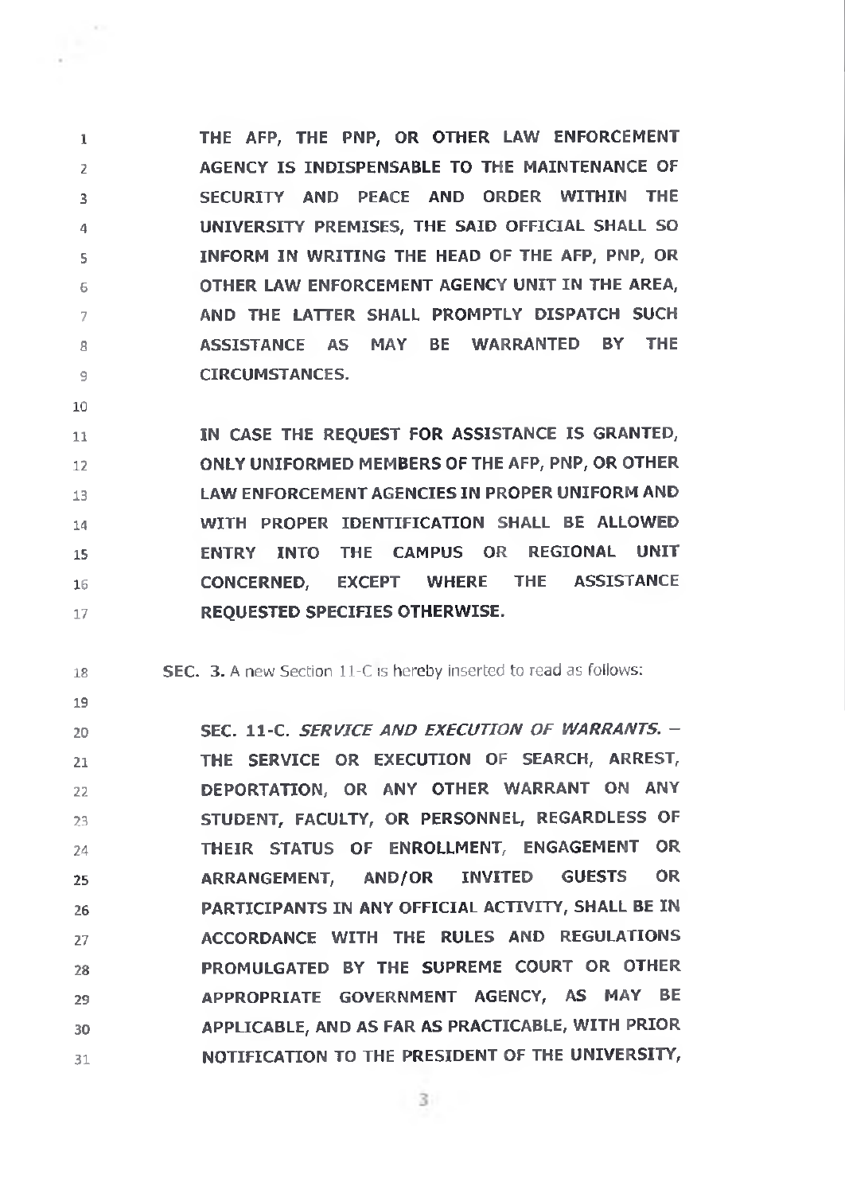**THE AFP, THE PNP, OR OTHER LAW ENFORCEMENT AGENCY IS INDISPENSABLE TO THE MAINTENANCE OF SECURITY AND PEACE AND ORDER WITHIN THE UNIVERSITY PREMISES, THE SAID OFFICIAL SHALL SO INFORM IN WRITING THE HEAD OF THE AFP, PNP, OR OTHER LAW ENFORCEMENT AGENCY UNIT IN THE AREA, AND THE LATTER SHALL PROMPTLY DISPATCH SUCH ASSISTANCE AS MAY BE WARRANTED BY THE CIRCUMSTANCES.**

**IN CASE THE REQUEST FOR ASSISTANCE IS GRANTED, ONLY UNIFORMED MEMBERS OF THE AFP, PNP, OR OTHER LAW ENFORCEMENT AGENCIES IN PROPER UNIFORM AND WITH PROPER IDENTIFICATION SHALL BE ALLOWED ENTRY INTO THE CAMPUS OR REGIONAL UNIT CONCERNED, EXCEPT WHERE THE ASSISTANCE REQUESTED SPECIFIES OTHERWISE.**

**SEC. 3.** A new Section 11-C is hereby inserted to read as follows:

**SEC. 11-C. *SERVICE AND EXECUTION OF WARRANTS.* – THE SERVICE OR EXECUTION OF SEARCH, ARREST, DEPORTATION, OR ANY OTHER WARRANT ON ANY STUDENT, FACULTY, OR PERSONNEL, REGARDLESS OF THEIR STATUS OF ENROLLMENT, ENGAGEMENT OR ARRANGEMENT, AND/OR INVITED GUESTS OR PARTICIPANTS IN ANY OFFICIAL ACTIVITY, SHALL BE IN ACCORDANCE WITH THE RULES AND REGULATIONS PROMULGATED BY THE SUPREME COURT OR OTHER APPROPRIATE GOVERNMENT AGENCY, AS MAY BE APPLICABLE, AND AS FAR AS PRACTICABLE, WITH PRIOR NOTIFICATION TO THE PRESIDENT OF THE UNIVERSITY,**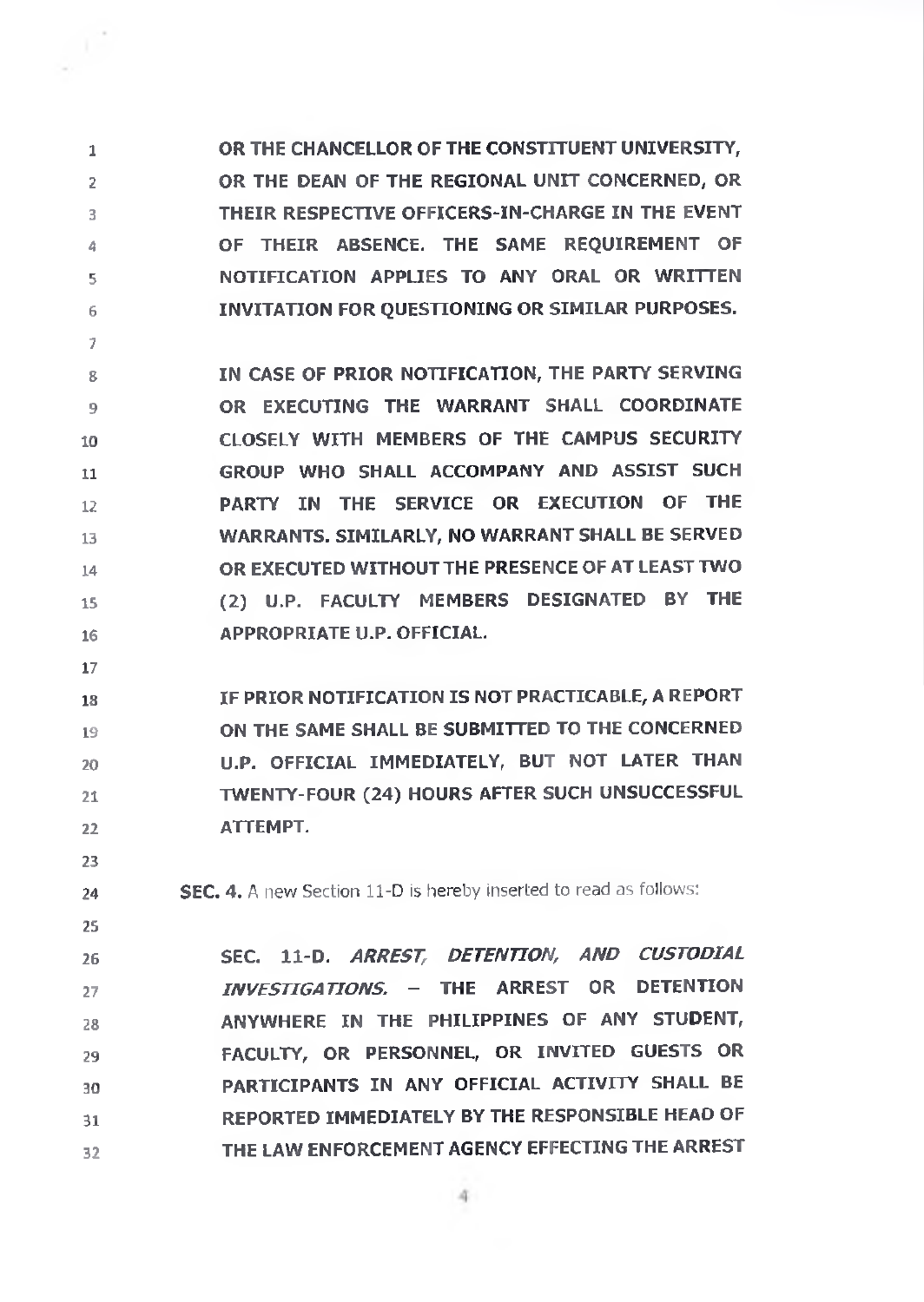**OR THE CHANCELLOR OF THE CONSTITUENT UNIVERSITY, OR THE DEAN OF THE REGIONAL UNIT CONCERNED, OR THEIR RESPECTIVE OFFICERS-IN-CHARGE IN THE EVENT OF THEIR ABSENCE. THE SAME REQUIREMENT OF NOTIFICATION APPLIES TO ANY ORAL OR WRITTEN INVITATION FOR QUESTIONING OR SIMILAR PURPOSES.**

**IN CASE OF PRIOR NOTIFICATION, THE PARTY SERVING OR EXECUTING THE WARRANT SHALL COORDINATE CLOSELY WITH MEMBERS OF THE CAMPUS SECURITY GROUP WHO SHALL ACCOMPANY AND ASSIST SUCH PARTY IN THE SERVICE OR EXECUTION OF THE WARRANTS. SIMILARLY, NO WARRANT SHALL BE SERVED OR EXECUTED WITHOUT THE PRESENCE OF AT LEAST TWO (2) U.P. FACULTY MEMBERS DESIGNATED BY THE APPROPRIATE U.P. OFFICIAL.**

**IF PRIOR NOTIFICATION IS NOT PRACTICABLE, A REPORT ON THE SAME SHALL BE SUBMITTED TO THE CONCERNED U.P. OFFICIAL IMMEDIATELY, BUT NOT LATER THAN TWENTY-FOUR (24) HOURS AFTER SUCH UNSUCCESSFUL ATTEMPT.**

**SEC. 4.** A new Section 11-D is hereby inserted to read as follows:

**SEC. 11-D.** ***ARREST, DETENTION, AND CUSTODIAL INVESTIGATIONS.*** **– THE ARREST OR DETENTION ANYWHERE IN THE PHILIPPINES OF ANY STUDENT, FACULTY, OR PERSONNEL, OR INVITED GUESTS OR PARTICIPANTS IN ANY OFFICIAL ACTIVITY SHALL BE REPORTED IMMEDIATELY BY THE RESPONSIBLE HEAD OF THE LAW ENFORCEMENT AGENCY EFFECTING THE ARREST**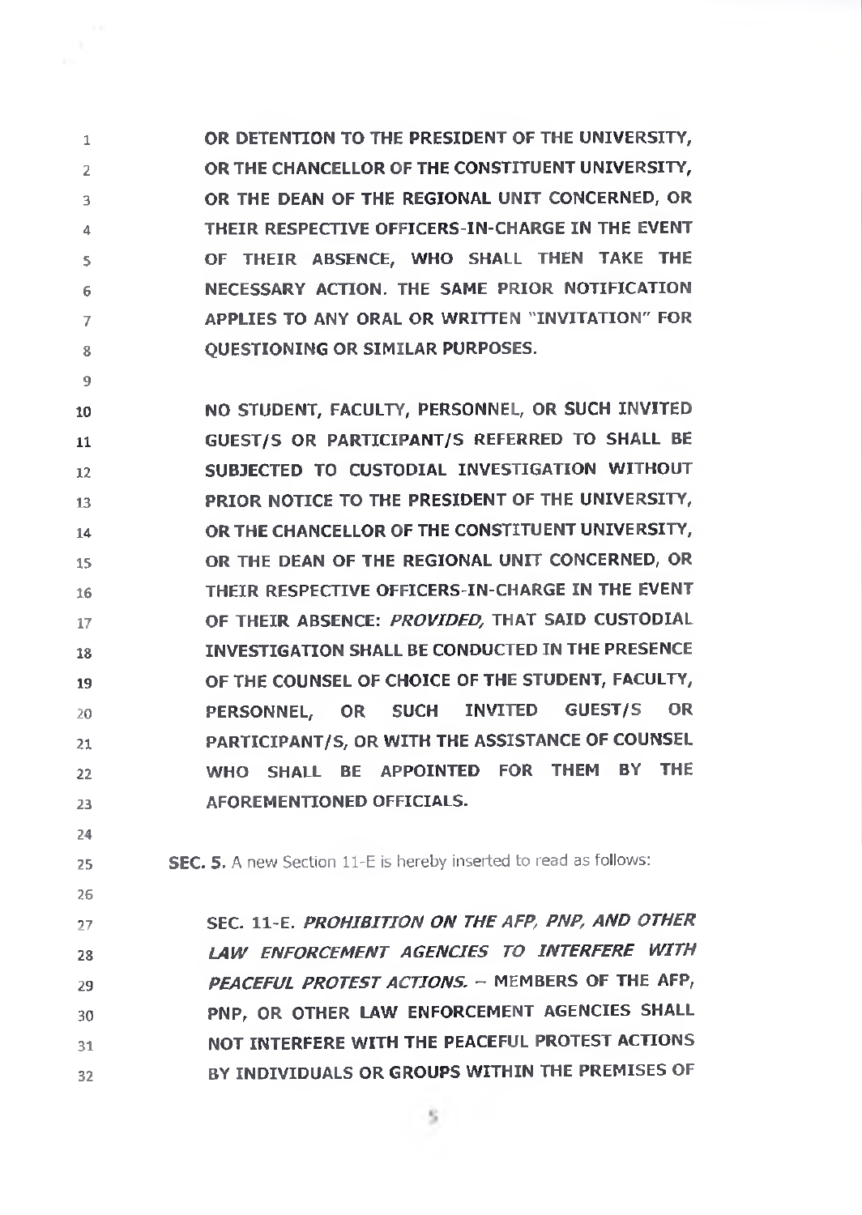**OR DETENTION TO THE PRESIDENT OF THE UNIVERSITY, OR THE CHANCELLOR OF THE CONSTITUENT UNIVERSITY, OR THE DEAN OF THE REGIONAL UNIT CONCERNED, OR THEIR RESPECTIVE OFFICERS-IN-CHARGE IN THE EVENT OF THEIR ABSENCE, WHO SHALL THEN TAKE THE NECESSARY ACTION. THE SAME PRIOR NOTIFICATION APPLIES TO ANY ORAL OR WRITTEN "INVITATION" FOR QUESTIONING OR SIMILAR PURPOSES.**

**NO STUDENT, FACULTY, PERSONNEL, OR SUCH INVITED GUEST/S OR PARTICIPANT/S REFERRED TO SHALL BE SUBJECTED TO CUSTODIAL INVESTIGATION WITHOUT PRIOR NOTICE TO THE PRESIDENT OF THE UNIVERSITY, OR THE CHANCELLOR OF THE CONSTITUENT UNIVERSITY, OR THE DEAN OF THE REGIONAL UNIT CONCERNED, OR THEIR RESPECTIVE OFFICERS-IN-CHARGE IN THE EVENT OF THEIR ABSENCE: *PROVIDED,* THAT SAID CUSTODIAL INVESTIGATION SHALL BE CONDUCTED IN THE PRESENCE OF THE COUNSEL OF CHOICE OF THE STUDENT, FACULTY, PERSONNEL, OR SUCH INVITED GUEST/S OR PARTICIPANT/S, OR WITH THE ASSISTANCE OF COUNSEL WHO SHALL BE APPOINTED FOR THEM BY THE AFOREMENTIONED OFFICIALS.**

**SEC. 5.** A new Section 11-E is hereby inserted to read as follows:

**SEC. 11-E. *PROHIBITION ON THE AFP, PNP, AND OTHER LAW ENFORCEMENT AGENCIES TO INTERFERE WITH PEACEFUL PROTEST ACTIONS.* – MEMBERS OF THE AFP, PNP, OR OTHER LAW ENFORCEMENT AGENCIES SHALL NOT INTERFERE WITH THE PEACEFUL PROTEST ACTIONS BY INDIVIDUALS OR GROUPS WITHIN THE PREMISES OF**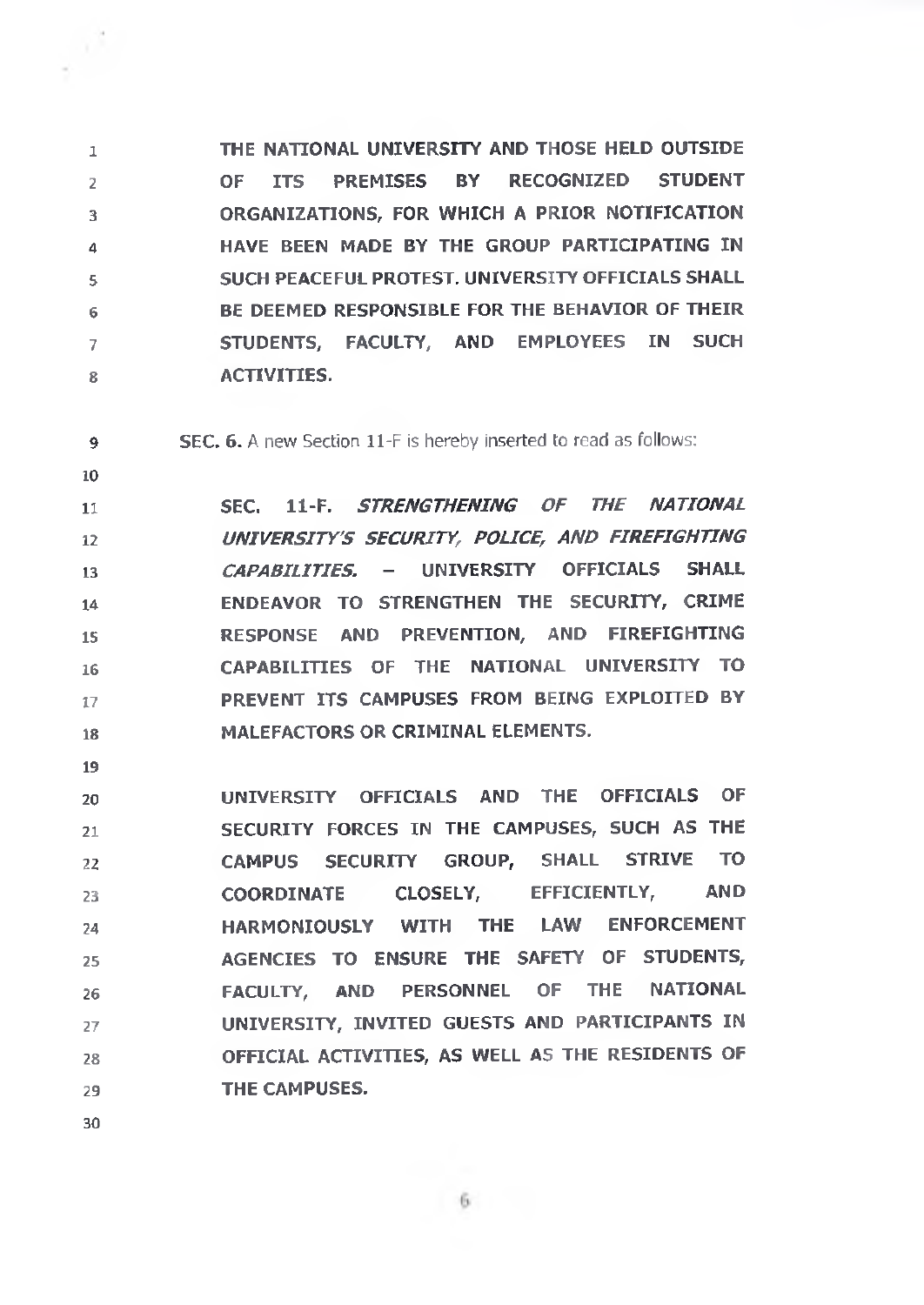**THE NATIONAL UNIVERSITY AND THOSE HELD OUTSIDE OF ITS PREMISES BY RECOGNIZED STUDENT ORGANIZATIONS, FOR WHICH A PRIOR NOTIFICATION HAVE BEEN MADE BY THE GROUP PARTICIPATING IN SUCH PEACEFUL PROTEST. UNIVERSITY OFFICIALS SHALL BE DEEMED RESPONSIBLE FOR THE BEHAVIOR OF THEIR STUDENTS, FACULTY, AND EMPLOYEES IN SUCH ACTIVITIES.**

**SEC. 6.** A new Section 11-F is hereby inserted to read as follows:

**SEC. 11-F.** ***STRENGTHENING OF THE NATIONAL UNIVERSITY'S SECURITY, POLICE, AND FIREFIGHTING CAPABILITIES.*** **– UNIVERSITY OFFICIALS SHALL ENDEAVOR TO STRENGTHEN THE SECURITY, CRIME RESPONSE AND PREVENTION, AND FIREFIGHTING CAPABILITIES OF THE NATIONAL UNIVERSITY TO PREVENT ITS CAMPUSES FROM BEING EXPLOITED BY MALEFACTORS OR CRIMINAL ELEMENTS.**

**UNIVERSITY OFFICIALS AND THE OFFICIALS OF SECURITY FORCES IN THE CAMPUSES, SUCH AS THE CAMPUS SECURITY GROUP, SHALL STRIVE TO COORDINATE CLOSELY, EFFICIENTLY, AND HARMONIOUSLY WITH THE LAW ENFORCEMENT AGENCIES TO ENSURE THE SAFETY OF STUDENTS, FACULTY, AND PERSONNEL OF THE NATIONAL UNIVERSITY, INVITED GUESTS AND PARTICIPANTS IN OFFICIAL ACTIVITIES, AS WELL AS THE RESIDENTS OF THE CAMPUSES.**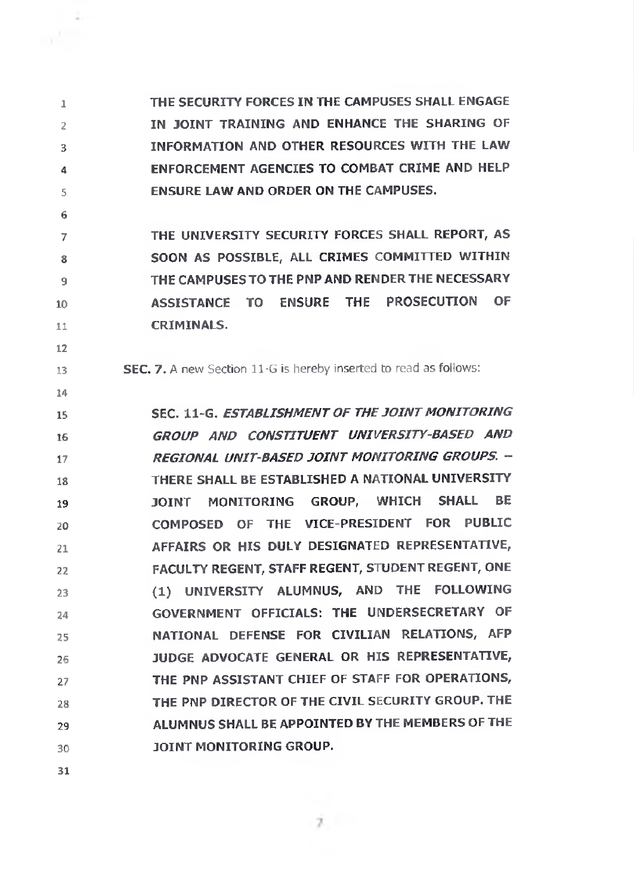**THE SECURITY FORCES IN THE CAMPUSES SHALL ENGAGE IN JOINT TRAINING AND ENHANCE THE SHARING OF INFORMATION AND OTHER RESOURCES WITH THE LAW ENFORCEMENT AGENCIES TO COMBAT CRIME AND HELP ENSURE LAW AND ORDER ON THE CAMPUSES.**

**THE UNIVERSITY SECURITY FORCES SHALL REPORT, AS SOON AS POSSIBLE, ALL CRIMES COMMITTED WITHIN THE CAMPUSES TO THE PNP AND RENDER THE NECESSARY ASSISTANCE TO ENSURE THE PROSECUTION OF CRIMINALS.**

**SEC. 7.** A new Section 11-G is hereby inserted to read as follows:

**SEC. 11-G.** ***ESTABLISHMENT OF THE JOINT MONITORING GROUP AND CONSTITUENT UNIVERSITY-BASED AND REGIONAL UNIT-BASED JOINT MONITORING GROUPS.*** **– THERE SHALL BE ESTABLISHED A NATIONAL UNIVERSITY JOINT MONITORING GROUP, WHICH SHALL BE COMPOSED OF THE VICE-PRESIDENT FOR PUBLIC AFFAIRS OR HIS DULY DESIGNATED REPRESENTATIVE, FACULTY REGENT, STAFF REGENT, STUDENT REGENT, ONE (1) UNIVERSITY ALUMNUS, AND THE FOLLOWING GOVERNMENT OFFICIALS: THE UNDERSECRETARY OF NATIONAL DEFENSE FOR CIVILIAN RELATIONS, AFP JUDGE ADVOCATE GENERAL OR HIS REPRESENTATIVE, THE PNP ASSISTANT CHIEF OF STAFF FOR OPERATIONS, THE PNP DIRECTOR OF THE CIVIL SECURITY GROUP. THE ALUMNUS SHALL BE APPOINTED BY THE MEMBERS OF THE JOINT MONITORING GROUP.**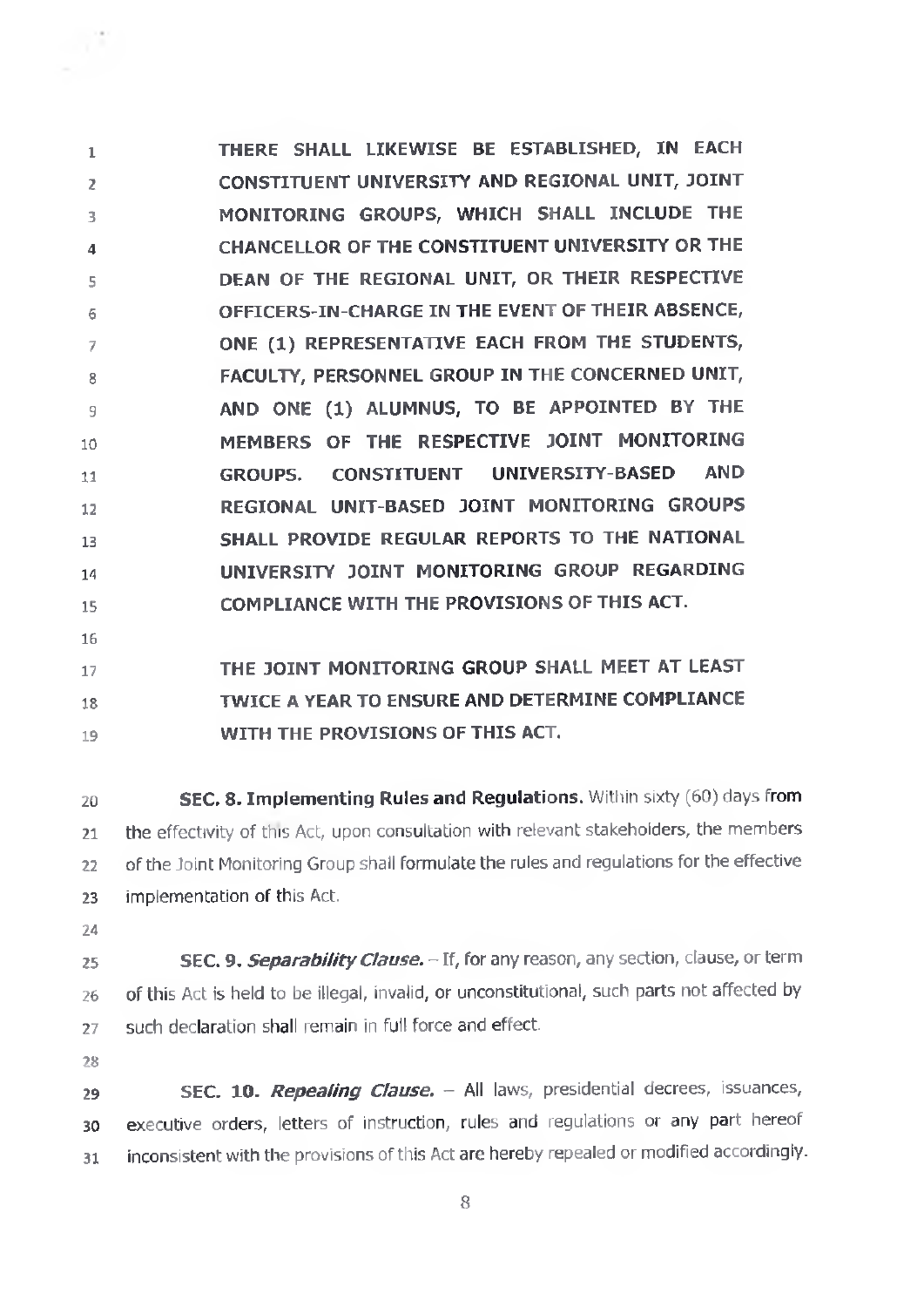THERE SHALL LIKEWISE BE ESTABLISHED, IN EACH CONSTITUENT UNIVERSITY AND REGIONAL UNIT, JOINT MONITORING GROUPS, WHICH SHALL INCLUDE THE CHANCELLOR OF THE CONSTITUENT UNIVERSITY OR THE DEAN OF THE REGIONAL UNIT, OR THEIR RESPECTIVE OFFICERS-IN-CHARGE IN THE EVENT OF THEIR ABSENCE, ONE (1) REPRESENTATIVE EACH FROM THE STUDENTS, FACULTY, PERSONNEL GROUP IN THE CONCERNED UNIT, AND ONE (1) ALUMNUS, TO BE APPOINTED BY THE MEMBERS OF THE RESPECTIVE JOINT MONITORING GROUPS. CONSTITUENT UNIVERSITY-BASED AND REGIONAL UNIT-BASED JOINT MONITORING GROUPS SHALL PROVIDE REGULAR REPORTS TO THE NATIONAL UNIVERSITY JOINT MONITORING GROUP REGARDING COMPLIANCE WITH THE PROVISIONS OF THIS ACT.

THE JOINT MONITORING GROUP SHALL MEET AT LEAST TWICE A YEAR TO ENSURE AND DETERMINE COMPLIANCE WITH THE PROVISIONS OF THIS ACT.

**SEC. 8. Implementing Rules and Regulations.** Within sixty (60) days from the effectivity of this Act, upon consultation with relevant stakeholders, the members of the Joint Monitoring Group shall formulate the rules and regulations for the effective implementation of this Act.

**SEC. 9. *Separability Clause.*** – If, for any reason, any section, clause, or term of this Act is held to be illegal, invalid, or unconstitutional, such parts not affected by such declaration shall remain in full force and effect.

**SEC. 10. *Repealing Clause.*** – All laws, presidential decrees, issuances, executive orders, letters of instruction, rules and regulations or any part hereof inconsistent with the provisions of this Act are hereby repealed or modified accordingly.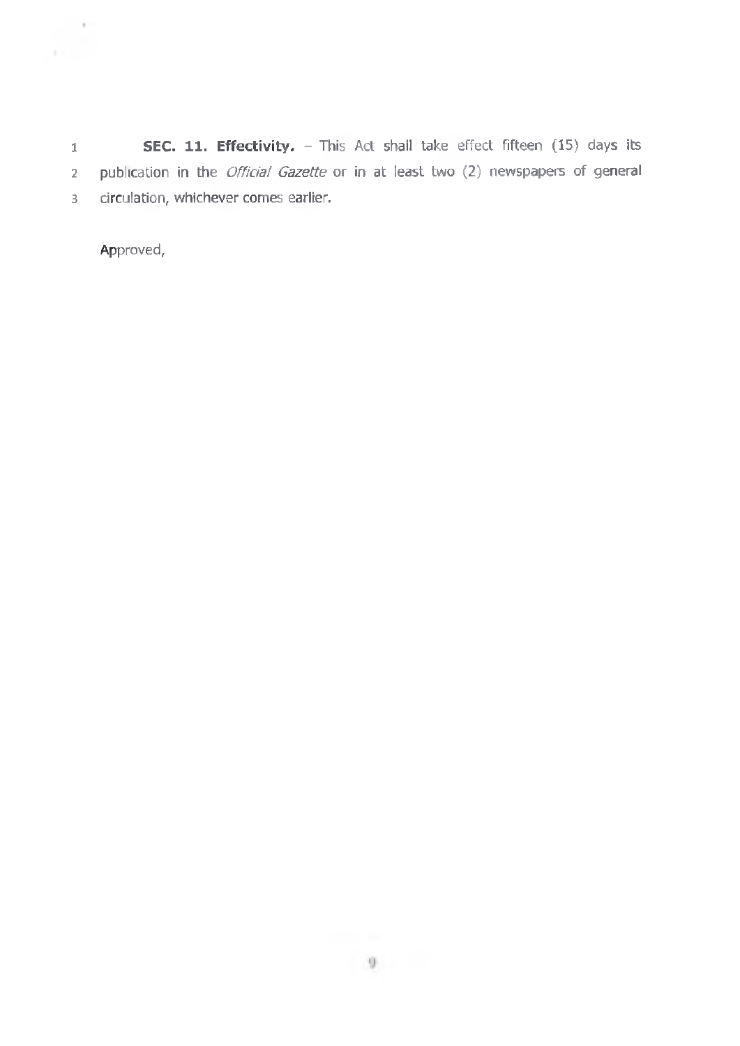**SEC. 11. Effectivity.** – This Act shall take effect fifteen (15) days its publication in the *Official Gazette* or in at least two (2) newspapers of general circulation, whichever comes earlier.

Approved,